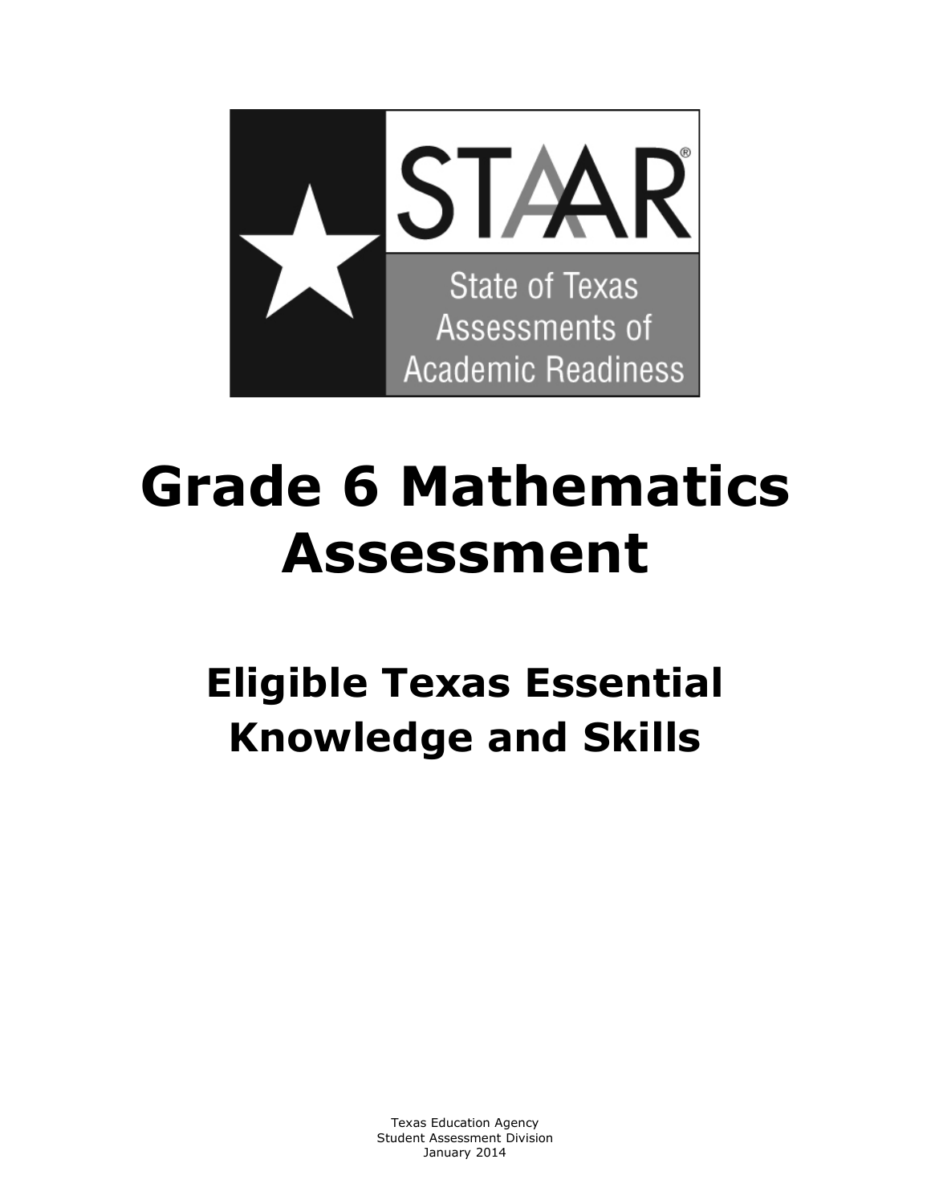STAAR®

State of Texas Assessments of Academic Readiness

# Grade 6 Mathematics Assessment

## Eligible Texas Essential Knowledge and Skills

Texas Education Agency
Student Assessment Division
January 2014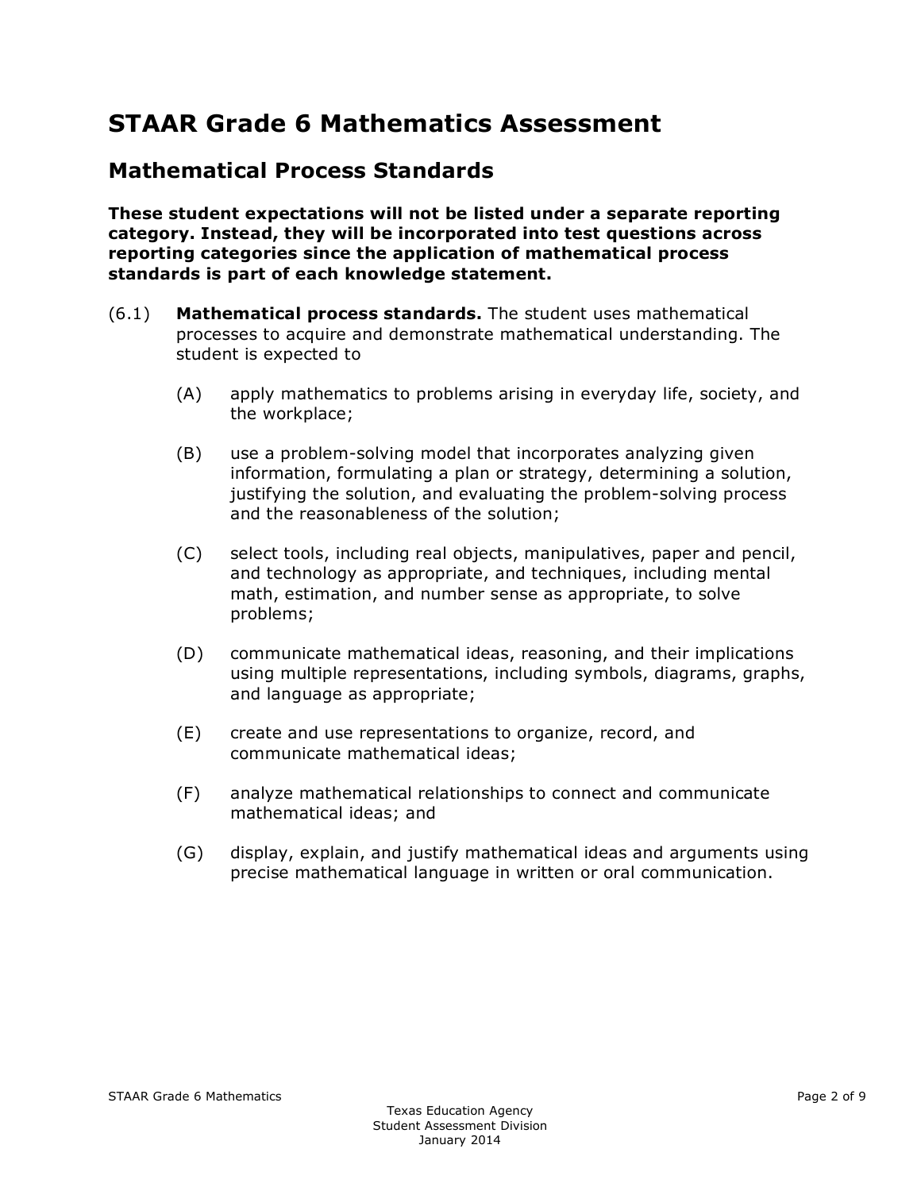# STAAR Grade 6 Mathematics Assessment

## Mathematical Process Standards

**These student expectations will not be listed under a separate reporting category. Instead, they will be incorporated into test questions across reporting categories since the application of mathematical process standards is part of each knowledge statement.**

(6.1) **Mathematical process standards.** The student uses mathematical processes to acquire and demonstrate mathematical understanding. The student is expected to

- (A) apply mathematics to problems arising in everyday life, society, and the workplace;
- (B) use a problem-solving model that incorporates analyzing given information, formulating a plan or strategy, determining a solution, justifying the solution, and evaluating the problem-solving process and the reasonableness of the solution;
- (C) select tools, including real objects, manipulatives, paper and pencil, and technology as appropriate, and techniques, including mental math, estimation, and number sense as appropriate, to solve problems;
- (D) communicate mathematical ideas, reasoning, and their implications using multiple representations, including symbols, diagrams, graphs, and language as appropriate;
- (E) create and use representations to organize, record, and communicate mathematical ideas;
- (F) analyze mathematical relationships to connect and communicate mathematical ideas; and
- (G) display, explain, and justify mathematical ideas and arguments using precise mathematical language in written or oral communication.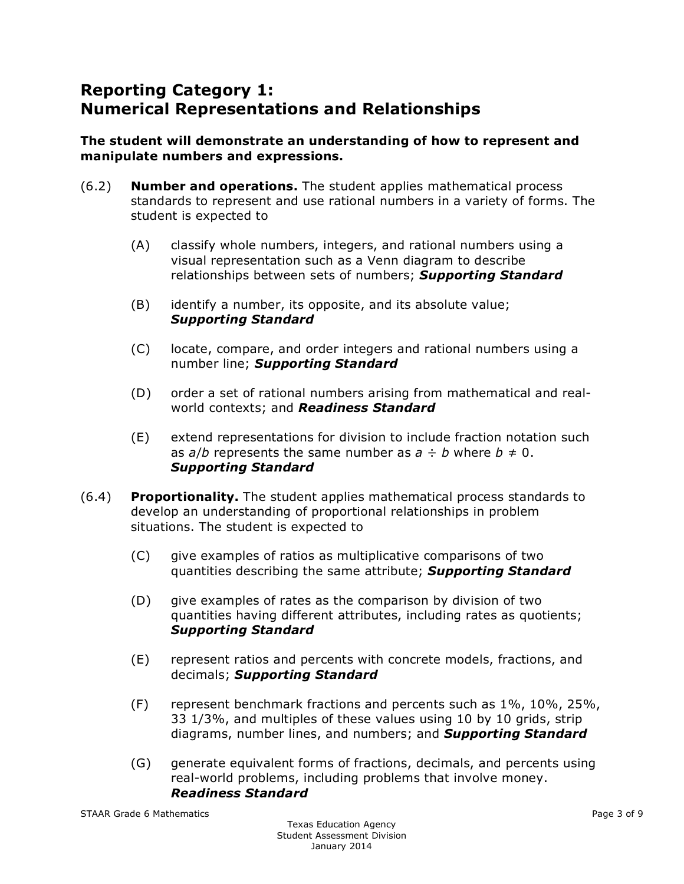## Reporting Category 1: Numerical Representations and Relationships

**The student will demonstrate an understanding of how to represent and manipulate numbers and expressions.**

(6.2) **Number and operations.** The student applies mathematical process standards to represent and use rational numbers in a variety of forms. The student is expected to

- (A) classify whole numbers, integers, and rational numbers using a visual representation such as a Venn diagram to describe relationships between sets of numbers; ***Supporting Standard***

- (B) identify a number, its opposite, and its absolute value; ***Supporting Standard***

- (C) locate, compare, and order integers and rational numbers using a number line; ***Supporting Standard***

- (D) order a set of rational numbers arising from mathematical and real-world contexts; and ***Readiness Standard***

- (E) extend representations for division to include fraction notation such as $a/b$ represents the same number as $a \div b$ where $b \neq 0$. ***Supporting Standard***

(6.4) **Proportionality.** The student applies mathematical process standards to develop an understanding of proportional relationships in problem situations. The student is expected to

- (C) give examples of ratios as multiplicative comparisons of two quantities describing the same attribute; ***Supporting Standard***

- (D) give examples of rates as the comparison by division of two quantities having different attributes, including rates as quotients; ***Supporting Standard***

- (E) represent ratios and percents with concrete models, fractions, and decimals; ***Supporting Standard***

- (F) represent benchmark fractions and percents such as 1%, 10%, 25%, 33 1/3%, and multiples of these values using 10 by 10 grids, strip diagrams, number lines, and numbers; and ***Supporting Standard***

- (G) generate equivalent forms of fractions, decimals, and percents using real-world problems, including problems that involve money. ***Readiness Standard***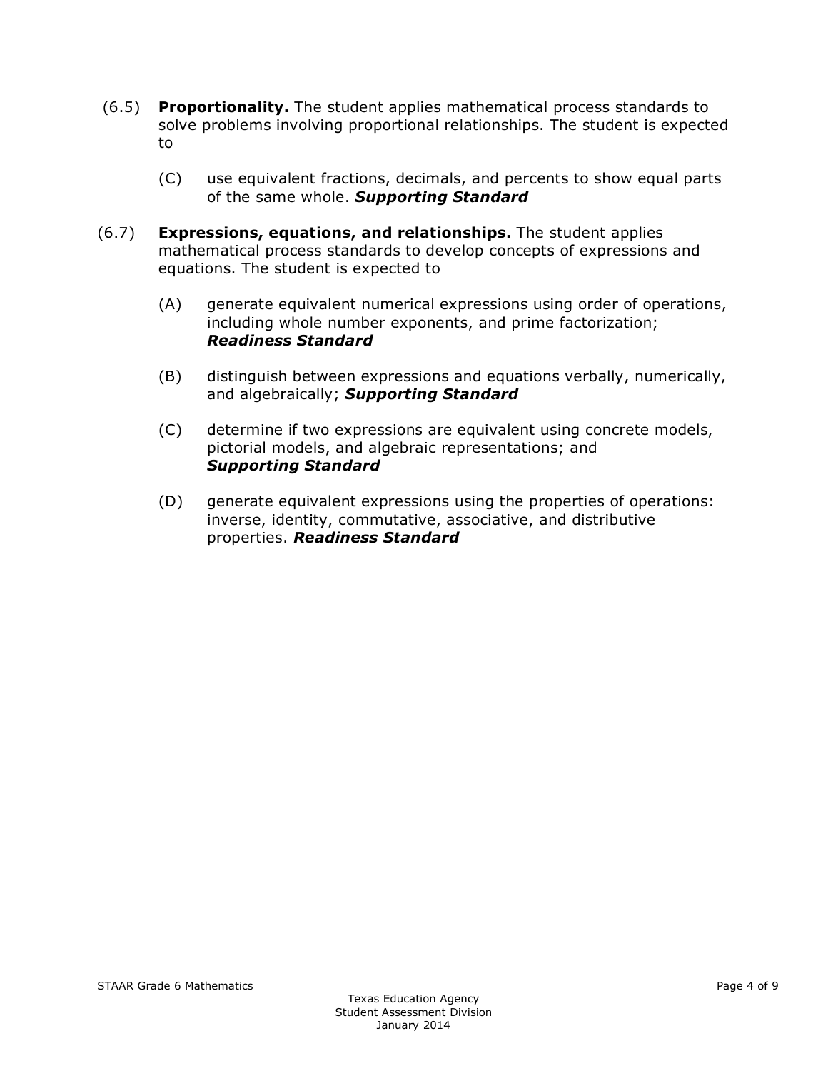(6.5) **Proportionality.** The student applies mathematical process standards to solve problems involving proportional relationships. The student is expected to

- (C) use equivalent fractions, decimals, and percents to show equal parts of the same whole. ***Supporting Standard***

(6.7) **Expressions, equations, and relationships.** The student applies mathematical process standards to develop concepts of expressions and equations. The student is expected to

- (A) generate equivalent numerical expressions using order of operations, including whole number exponents, and prime factorization; ***Readiness Standard***
- (B) distinguish between expressions and equations verbally, numerically, and algebraically; ***Supporting Standard***
- (C) determine if two expressions are equivalent using concrete models, pictorial models, and algebraic representations; and ***Supporting Standard***
- (D) generate equivalent expressions using the properties of operations: inverse, identity, commutative, associative, and distributive properties. ***Readiness Standard***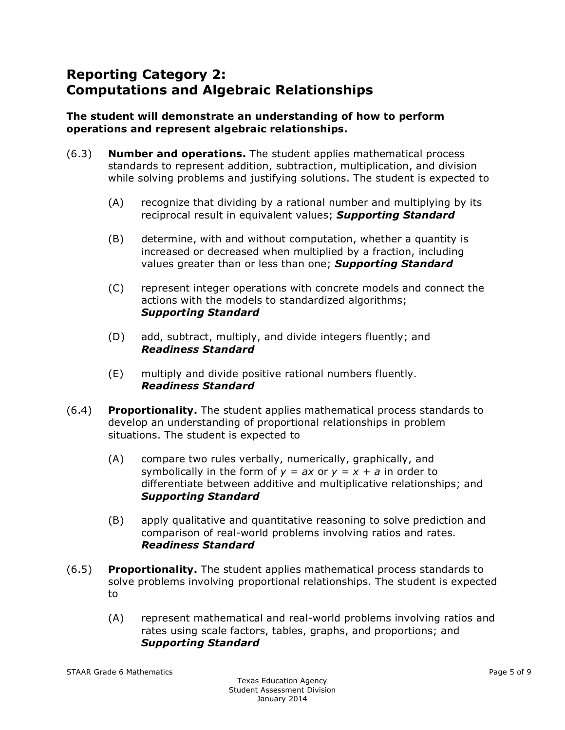## Reporting Category 2: Computations and Algebraic Relationships

**The student will demonstrate an understanding of how to perform operations and represent algebraic relationships.**

(6.3) **Number and operations.** The student applies mathematical process standards to represent addition, subtraction, multiplication, and division while solving problems and justifying solutions. The student is expected to

- (A) recognize that dividing by a rational number and multiplying by its reciprocal result in equivalent values; ***Supporting Standard***
- (B) determine, with and without computation, whether a quantity is increased or decreased when multiplied by a fraction, including values greater than or less than one; ***Supporting Standard***
- (C) represent integer operations with concrete models and connect the actions with the models to standardized algorithms; ***Supporting Standard***
- (D) add, subtract, multiply, and divide integers fluently; and ***Readiness Standard***
- (E) multiply and divide positive rational numbers fluently. ***Readiness Standard***

(6.4) **Proportionality.** The student applies mathematical process standards to develop an understanding of proportional relationships in problem situations. The student is expected to

- (A) compare two rules verbally, numerically, graphically, and symbolically in the form of $y = ax$ or $y = x + a$ in order to differentiate between additive and multiplicative relationships; and ***Supporting Standard***
- (B) apply qualitative and quantitative reasoning to solve prediction and comparison of real-world problems involving ratios and rates. ***Readiness Standard***

(6.5) **Proportionality.** The student applies mathematical process standards to solve problems involving proportional relationships. The student is expected to

- (A) represent mathematical and real-world problems involving ratios and rates using scale factors, tables, graphs, and proportions; and ***Supporting Standard***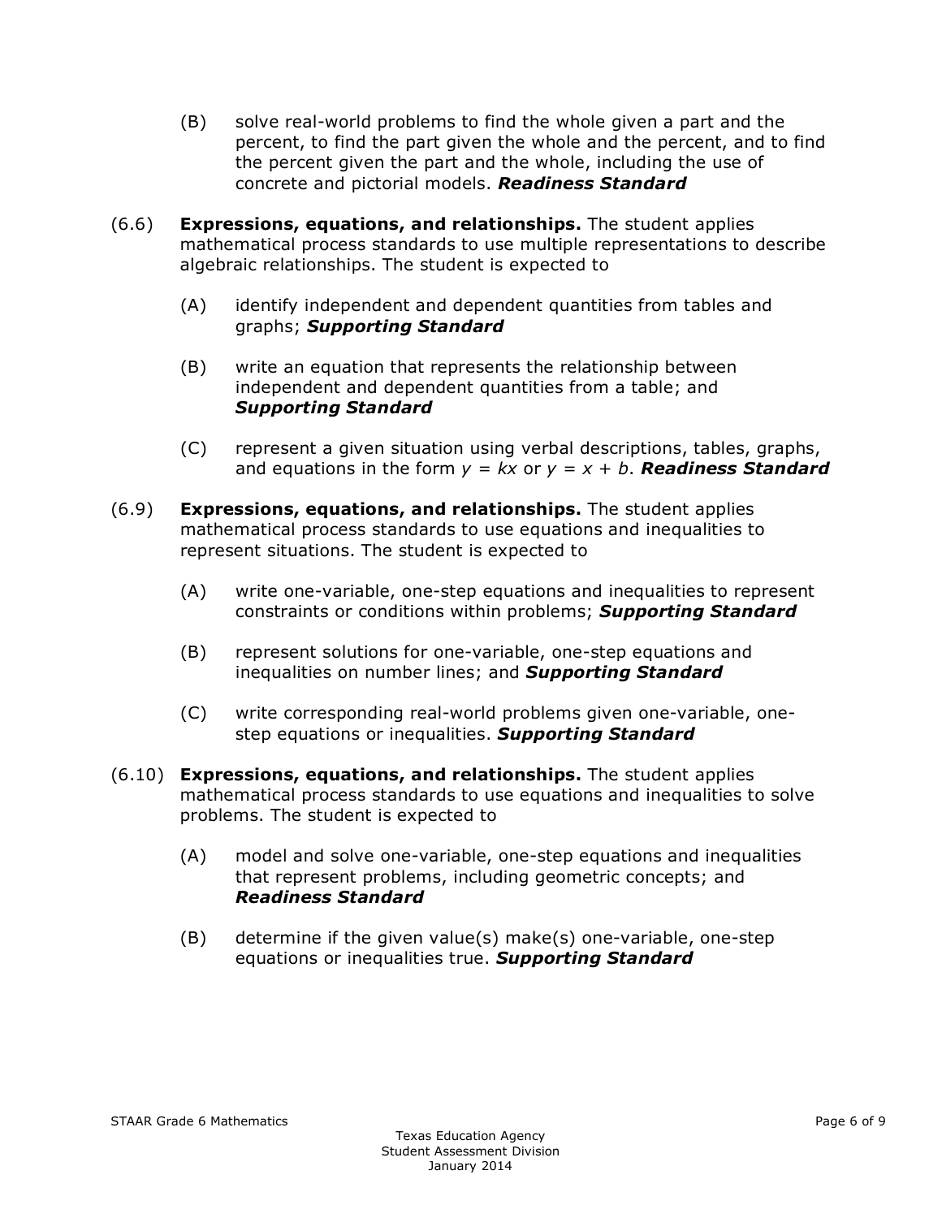(B) solve real-world problems to find the whole given a part and the percent, to find the part given the whole and the percent, and to find the percent given the part and the whole, including the use of concrete and pictorial models. ***Readiness Standard***

(6.6) **Expressions, equations, and relationships.** The student applies mathematical process standards to use multiple representations to describe algebraic relationships. The student is expected to

- (A) identify independent and dependent quantities from tables and graphs; ***Supporting Standard***
- (B) write an equation that represents the relationship between independent and dependent quantities from a table; and ***Supporting Standard***
- (C) represent a given situation using verbal descriptions, tables, graphs, and equations in the form $y = kx$ or $y = x + b$. ***Readiness Standard***

(6.9) **Expressions, equations, and relationships.** The student applies mathematical process standards to use equations and inequalities to represent situations. The student is expected to

- (A) write one-variable, one-step equations and inequalities to represent constraints or conditions within problems; ***Supporting Standard***
- (B) represent solutions for one-variable, one-step equations and inequalities on number lines; and ***Supporting Standard***
- (C) write corresponding real-world problems given one-variable, one-step equations or inequalities. ***Supporting Standard***

(6.10) **Expressions, equations, and relationships.** The student applies mathematical process standards to use equations and inequalities to solve problems. The student is expected to

- (A) model and solve one-variable, one-step equations and inequalities that represent problems, including geometric concepts; and ***Readiness Standard***
- (B) determine if the given value(s) make(s) one-variable, one-step equations or inequalities true. ***Supporting Standard***

STAAR Grade 6 Mathematics

Texas Education Agency
Student Assessment Division
January 2014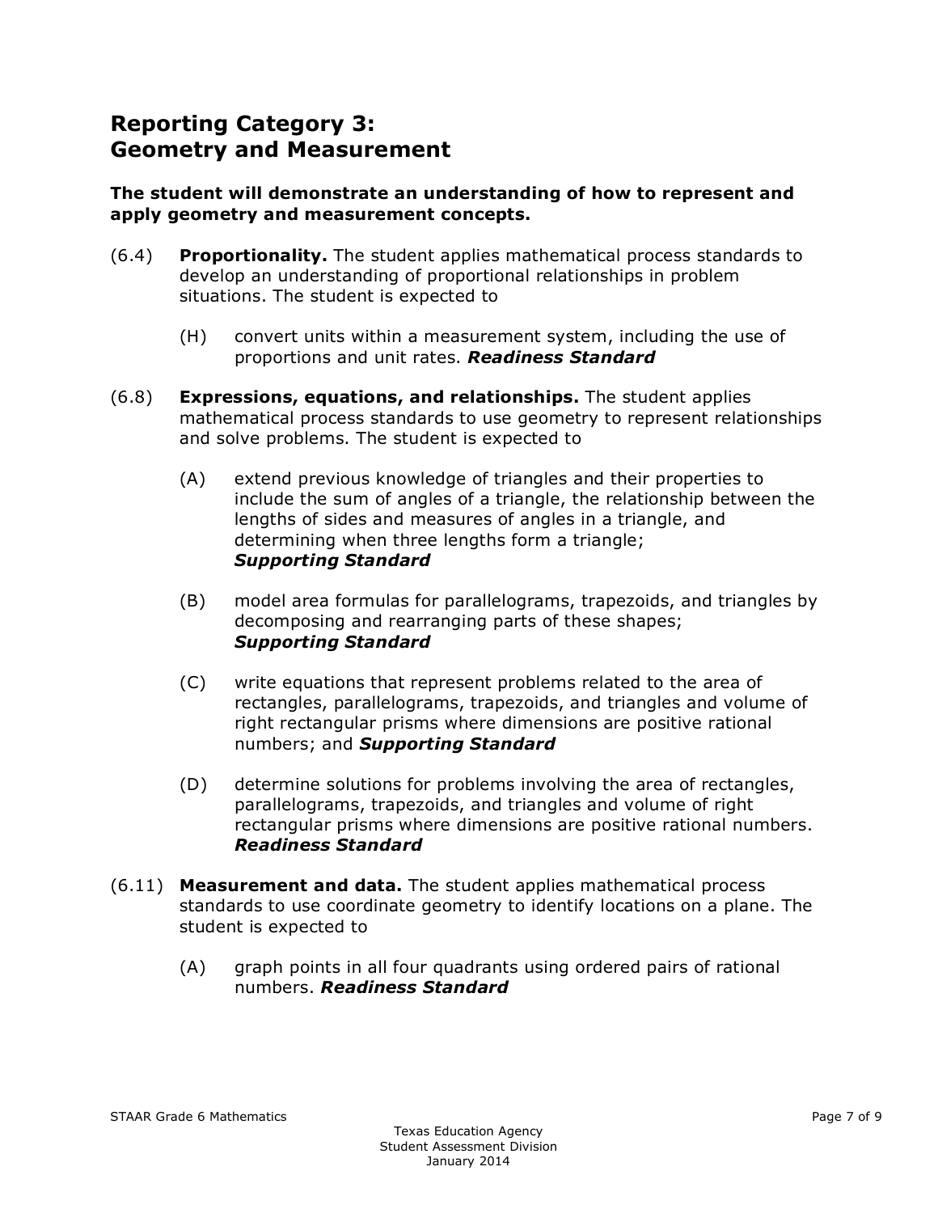## Reporting Category 3: Geometry and Measurement

**The student will demonstrate an understanding of how to represent and apply geometry and measurement concepts.**

(6.4) **Proportionality.** The student applies mathematical process standards to develop an understanding of proportional relationships in problem situations. The student is expected to

- (H) convert units within a measurement system, including the use of proportions and unit rates. ***Readiness Standard***

(6.8) **Expressions, equations, and relationships.** The student applies mathematical process standards to use geometry to represent relationships and solve problems. The student is expected to

- (A) extend previous knowledge of triangles and their properties to include the sum of angles of a triangle, the relationship between the lengths of sides and measures of angles in a triangle, and determining when three lengths form a triangle; ***Supporting Standard***
- (B) model area formulas for parallelograms, trapezoids, and triangles by decomposing and rearranging parts of these shapes; ***Supporting Standard***
- (C) write equations that represent problems related to the area of rectangles, parallelograms, trapezoids, and triangles and volume of right rectangular prisms where dimensions are positive rational numbers; and ***Supporting Standard***
- (D) determine solutions for problems involving the area of rectangles, parallelograms, trapezoids, and triangles and volume of right rectangular prisms where dimensions are positive rational numbers. ***Readiness Standard***

(6.11) **Measurement and data.** The student applies mathematical process standards to use coordinate geometry to identify locations on a plane. The student is expected to

- (A) graph points in all four quadrants using ordered pairs of rational numbers. ***Readiness Standard***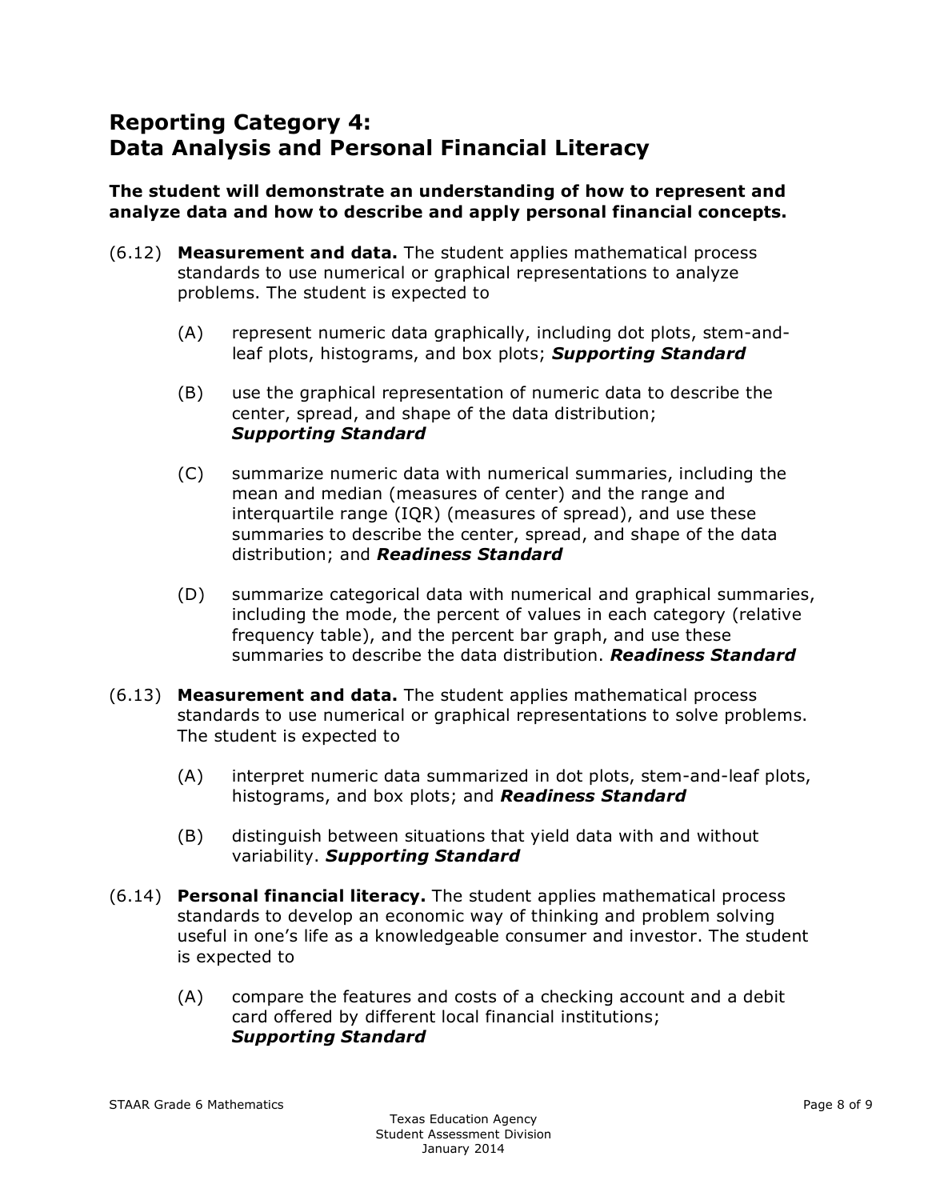## Reporting Category 4: Data Analysis and Personal Financial Literacy

**The student will demonstrate an understanding of how to represent and analyze data and how to describe and apply personal financial concepts.**

(6.12) **Measurement and data.** The student applies mathematical process standards to use numerical or graphical representations to analyze problems. The student is expected to

- (A) represent numeric data graphically, including dot plots, stem-and-leaf plots, histograms, and box plots; ***Supporting Standard***
- (B) use the graphical representation of numeric data to describe the center, spread, and shape of the data distribution; ***Supporting Standard***
- (C) summarize numeric data with numerical summaries, including the mean and median (measures of center) and the range and interquartile range (IQR) (measures of spread), and use these summaries to describe the center, spread, and shape of the data distribution; and ***Readiness Standard***
- (D) summarize categorical data with numerical and graphical summaries, including the mode, the percent of values in each category (relative frequency table), and the percent bar graph, and use these summaries to describe the data distribution. ***Readiness Standard***

(6.13) **Measurement and data.** The student applies mathematical process standards to use numerical or graphical representations to solve problems. The student is expected to

- (A) interpret numeric data summarized in dot plots, stem-and-leaf plots, histograms, and box plots; and ***Readiness Standard***
- (B) distinguish between situations that yield data with and without variability. ***Supporting Standard***

(6.14) **Personal financial literacy.** The student applies mathematical process standards to develop an economic way of thinking and problem solving useful in one's life as a knowledgeable consumer and investor. The student is expected to

- (A) compare the features and costs of a checking account and a debit card offered by different local financial institutions; ***Supporting Standard***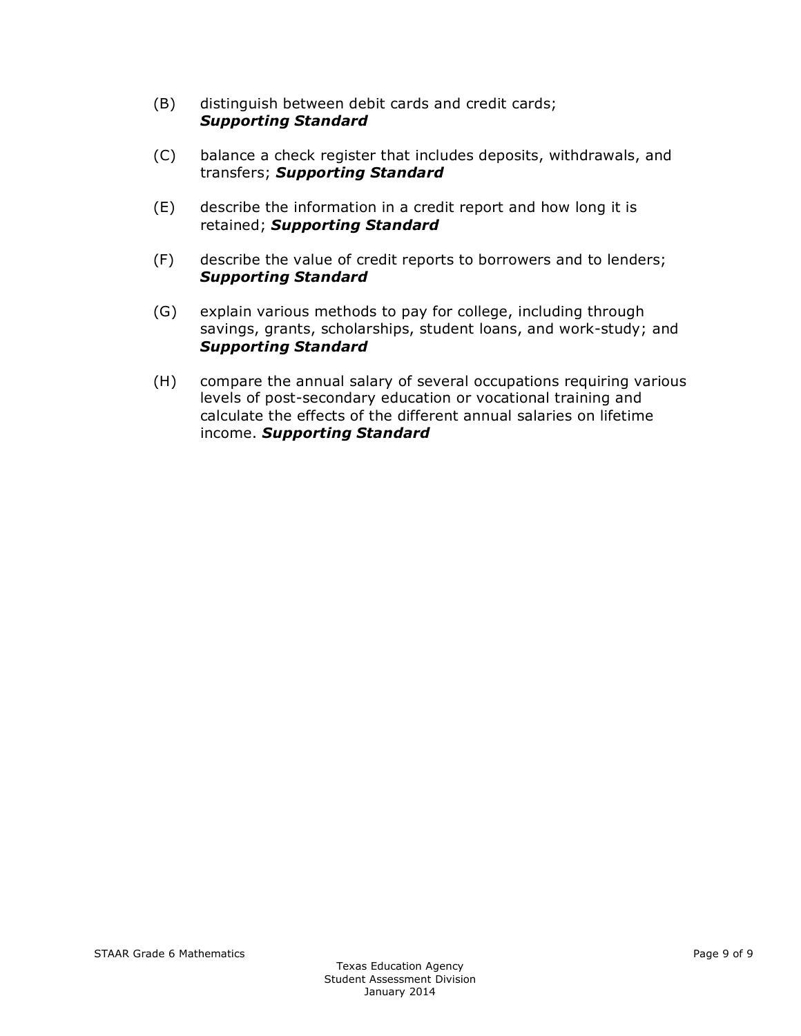(B) distinguish between debit cards and credit cards; ***Supporting Standard***

(C) balance a check register that includes deposits, withdrawals, and transfers; ***Supporting Standard***

(E) describe the information in a credit report and how long it is retained; ***Supporting Standard***

(F) describe the value of credit reports to borrowers and to lenders; ***Supporting Standard***

(G) explain various methods to pay for college, including through savings, grants, scholarships, student loans, and work-study; and ***Supporting Standard***

(H) compare the annual salary of several occupations requiring various levels of post-secondary education or vocational training and calculate the effects of the different annual salaries on lifetime income. ***Supporting Standard***